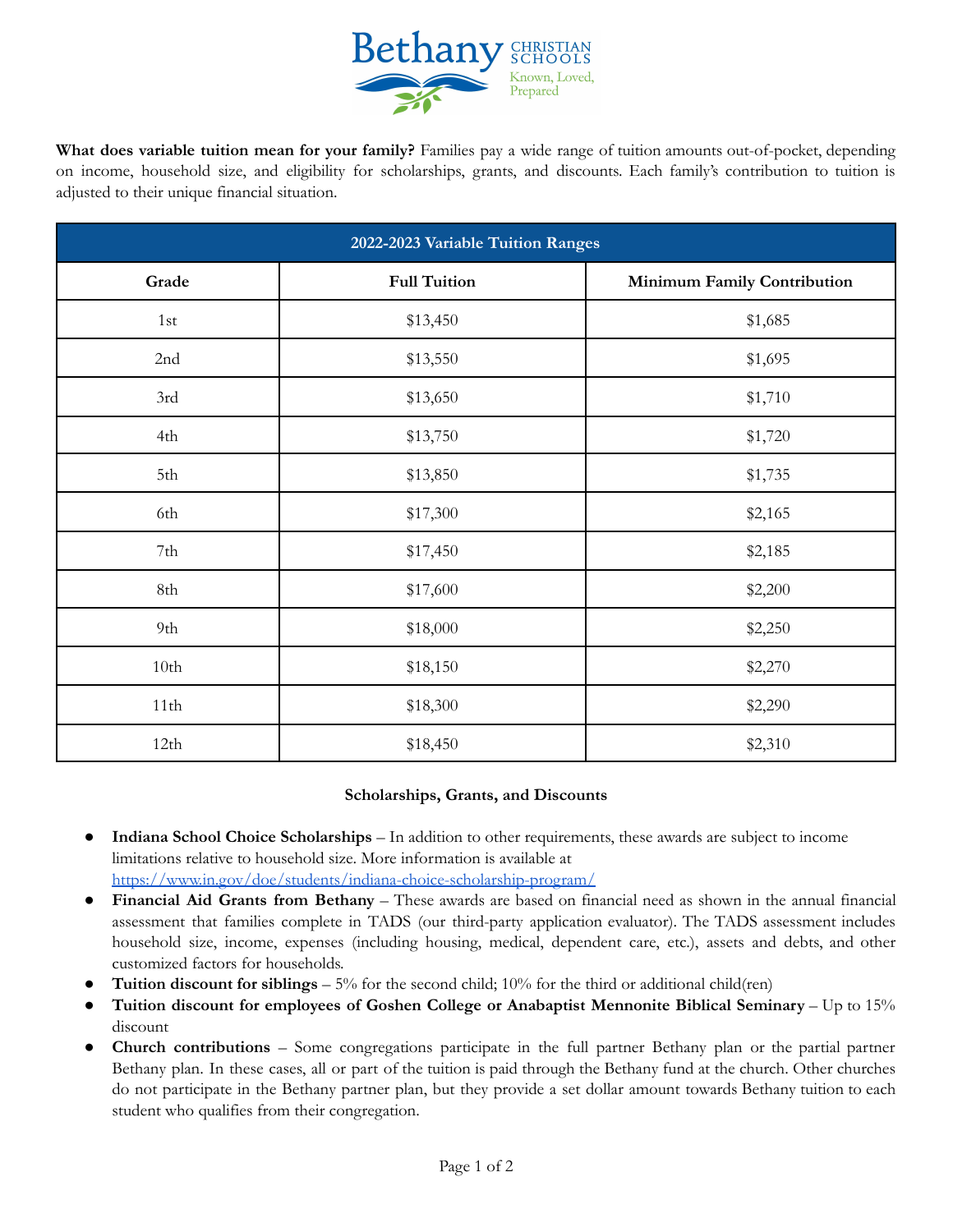**What does variable tuition mean for your family?** Families pay a wide range of tuition amounts out-of-pocket, depending on income, household size, and eligibility for scholarships, grants, and discounts. Each family's contribution to tuition is adjusted to their unique financial situation.

| 2022-2023 Variable Tuition Ranges | | |
|---|---|---|
| **Grade** | **Full Tuition** | **Minimum Family Contribution** |
| 1st | $13,450 | $1,685 |
| 2nd | $13,550 | $1,695 |
| 3rd | $13,650 | $1,710 |
| 4th | $13,750 | $1,720 |
| 5th | $13,850 | $1,735 |
| 6th | $17,300 | $2,165 |
| 7th | $17,450 | $2,185 |
| 8th | $17,600 | $2,200 |
| 9th | $18,000 | $2,250 |
| 10th | $18,150 | $2,270 |
| 11th | $18,300 | $2,290 |
| 12th | $18,450 | $2,310 |

**Scholarships, Grants, and Discounts**

- **Indiana School Choice Scholarships** – In addition to other requirements, these awards are subject to income limitations relative to household size. More information is available at https://www.in.gov/doe/students/indiana-choice-scholarship-program/
- **Financial Aid Grants from Bethany** – These awards are based on financial need as shown in the annual financial assessment that families complete in TADS (our third-party application evaluator). The TADS assessment includes household size, income, expenses (including housing, medical, dependent care, etc.), assets and debts, and other customized factors for households.
- **Tuition discount for siblings** – 5% for the second child; 10% for the third or additional child(ren)
- **Tuition discount for employees of Goshen College or Anabaptist Mennonite Biblical Seminary** – Up to 15% discount
- **Church contributions** – Some congregations participate in the full partner Bethany plan or the partial partner Bethany plan. In these cases, all or part of the tuition is paid through the Bethany fund at the church. Other churches do not participate in the Bethany partner plan, but they provide a set dollar amount towards Bethany tuition to each student who qualifies from their congregation.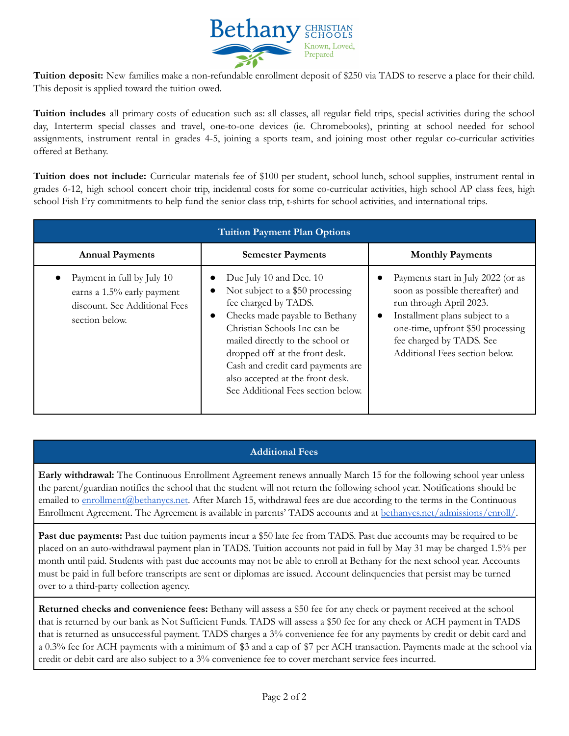**Tuition deposit:** New families make a non-refundable enrollment deposit of $250 via TADS to reserve a place for their child. This deposit is applied toward the tuition owed.

**Tuition includes** all primary costs of education such as: all classes, all regular field trips, special activities during the school day, Interterm special classes and travel, one-to-one devices (ie. Chromebooks), printing at school needed for school assignments, instrument rental in grades 4-5, joining a sports team, and joining most other regular co-curricular activities offered at Bethany.

**Tuition does not include:** Curricular materials fee of $100 per student, school lunch, school supplies, instrument rental in grades 6-12, high school concert choir trip, incidental costs for some co-curricular activities, high school AP class fees, high school Fish Fry commitments to help fund the senior class trip, t-shirts for school activities, and international trips.

| Tuition Payment Plan Options | | |
|---|---|---|
| **Annual Payments** | **Semester Payments** | **Monthly Payments** |
| • Payment in full by July 10 earns a 1.5% early payment discount. See Additional Fees section below. | • Due July 10 and Dec. 10<br>• Not subject to a $50 processing fee charged by TADS.<br>• Checks made payable to Bethany Christian Schools Inc can be mailed directly to the school or dropped off at the front desk. Cash and credit card payments are also accepted at the front desk. See Additional Fees section below. | • Payments start in July 2022 (or as soon as possible thereafter) and run through April 2023.<br>• Installment plans subject to a one-time, upfront $50 processing fee charged by TADS. See Additional Fees section below. |

## Additional Fees

**Early withdrawal:** The Continuous Enrollment Agreement renews annually March 15 for the following school year unless the parent/guardian notifies the school that the student will not return the following school year. Notifications should be emailed to enrollment@bethanycs.net. After March 15, withdrawal fees are due according to the terms in the Continuous Enrollment Agreement. The Agreement is available in parents' TADS accounts and at bethanycs.net/admissions/enroll/.

**Past due payments:** Past due tuition payments incur a $50 late fee from TADS. Past due accounts may be required to be placed on an auto-withdrawal payment plan in TADS. Tuition accounts not paid in full by May 31 may be charged 1.5% per month until paid. Students with past due accounts may not be able to enroll at Bethany for the next school year. Accounts must be paid in full before transcripts are sent or diplomas are issued. Account delinquencies that persist may be turned over to a third-party collection agency.

**Returned checks and convenience fees:** Bethany will assess a $50 fee for any check or payment received at the school that is returned by our bank as Not Sufficient Funds. TADS will assess a $50 fee for any check or ACH payment in TADS that is returned as unsuccessful payment. TADS charges a 3% convenience fee for any payments by credit or debit card and a 0.3% fee for ACH payments with a minimum of $3 and a cap of $7 per ACH transaction. Payments made at the school via credit or debit card are also subject to a 3% convenience fee to cover merchant service fees incurred.